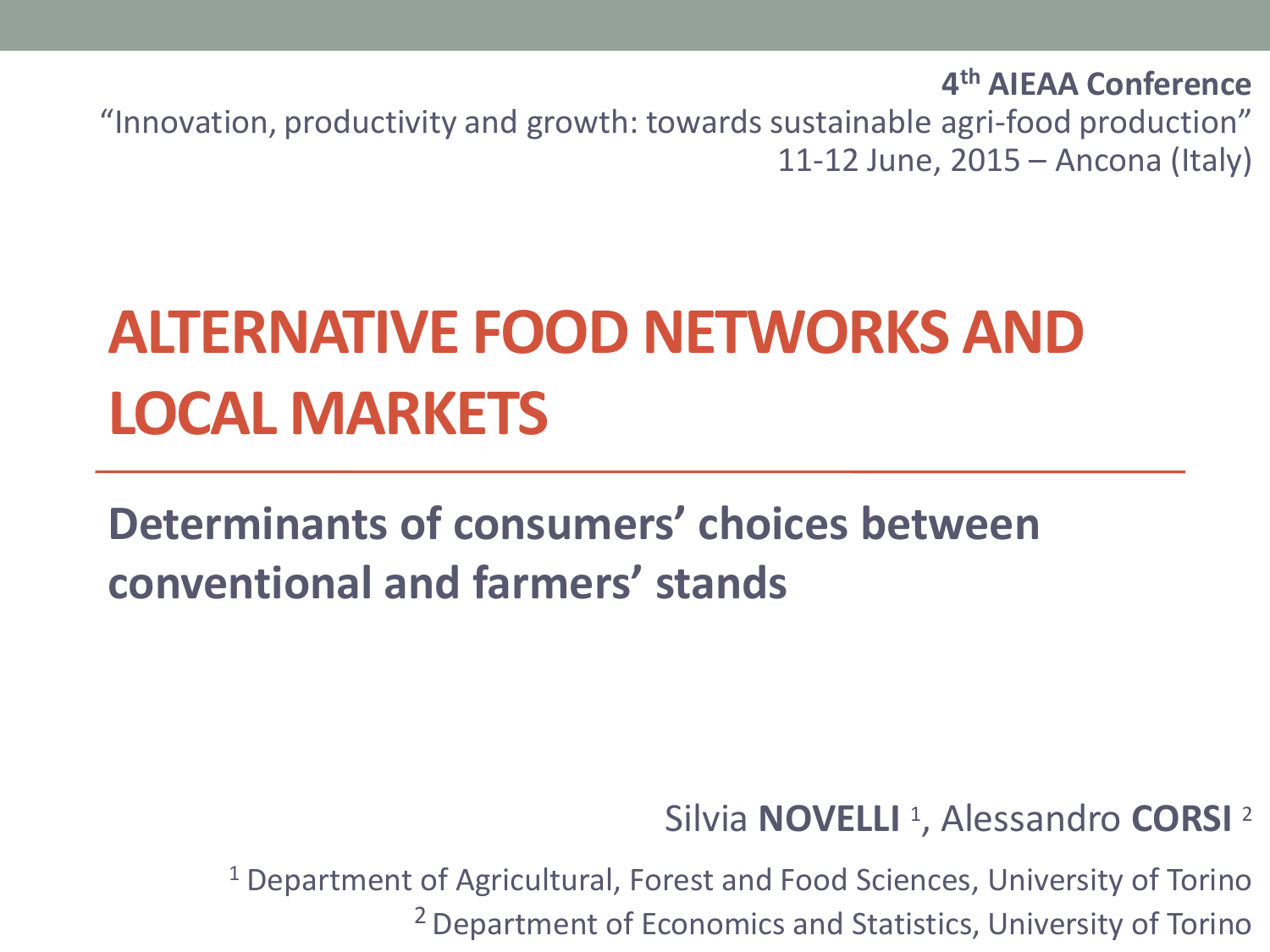**4th AIEAA Conference**

"Innovation, productivity and growth: towards sustainable agri-food production"

11-12 June, 2015 – Ancona (Italy)

# ALTERNATIVE FOOD NETWORKS AND LOCAL MARKETS

## Determinants of consumers' choices between conventional and farmers' stands

Silvia **NOVELLI** [1], Alessandro **CORSI** [2]

[1] Department of Agricultural, Forest and Food Sciences, University of Torino

[2] Department of Economics and Statistics, University of Torino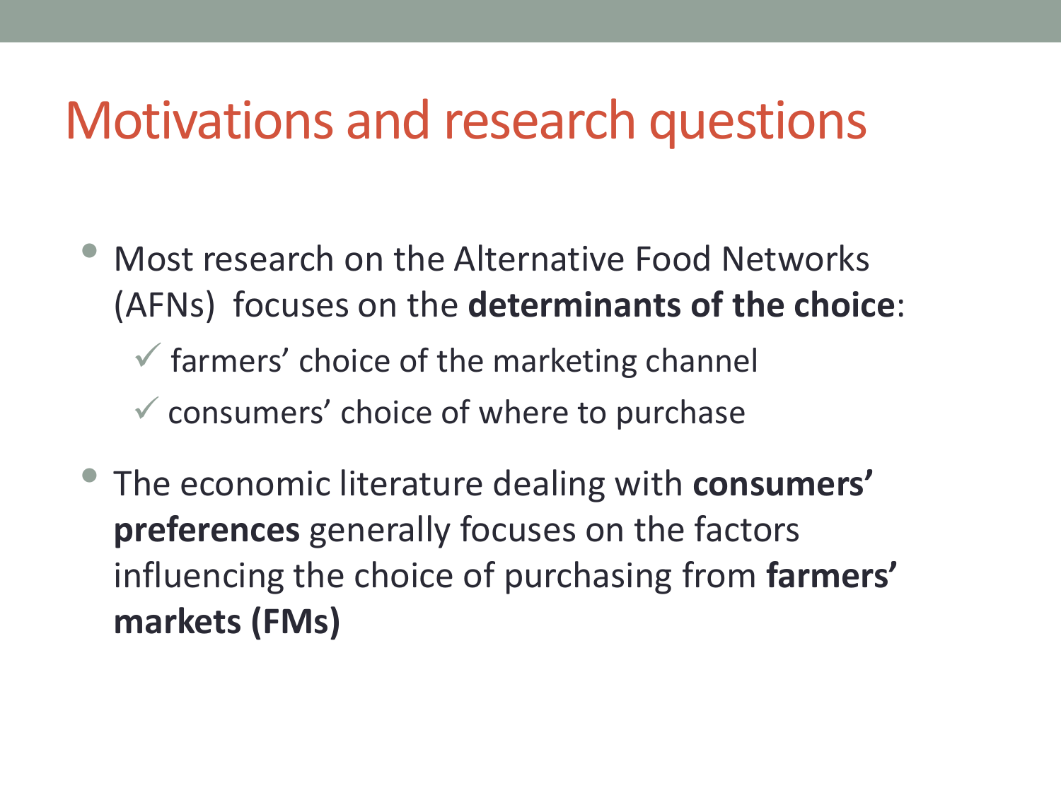# Motivations and research questions

- Most research on the Alternative Food Networks (AFNs) focuses on the **determinants of the choice**:
  - ✓ farmers' choice of the marketing channel
  - ✓ consumers' choice of where to purchase
- The economic literature dealing with **consumers' preferences** generally focuses on the factors influencing the choice of purchasing from **farmers' markets (FMs)**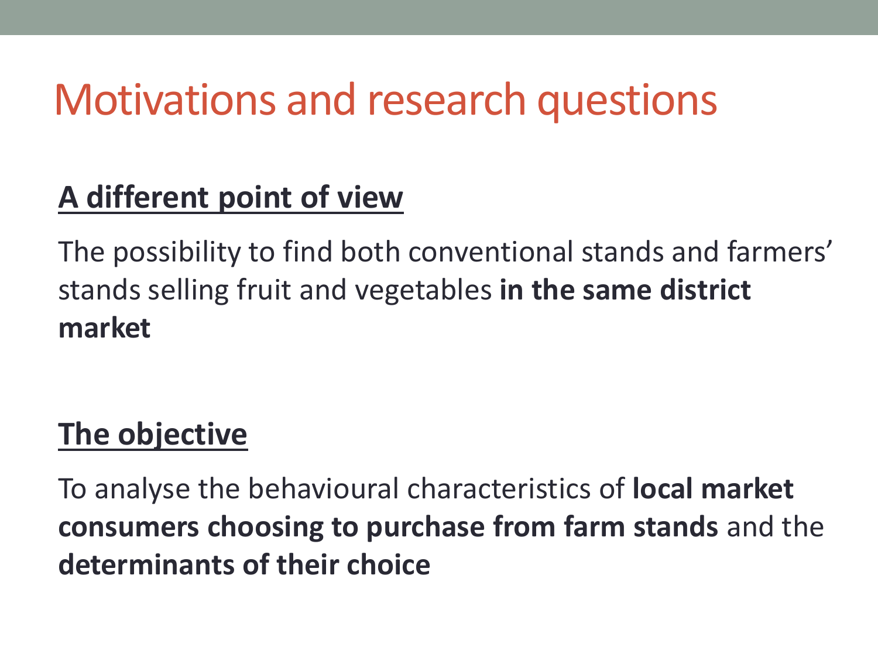# Motivations and research questions

## A different point of view

The possibility to find both conventional stands and farmers' stands selling fruit and vegetables **in the same district market**

## The objective

To analyse the behavioural characteristics of **local market consumers choosing to purchase from farm stands** and the **determinants of their choice**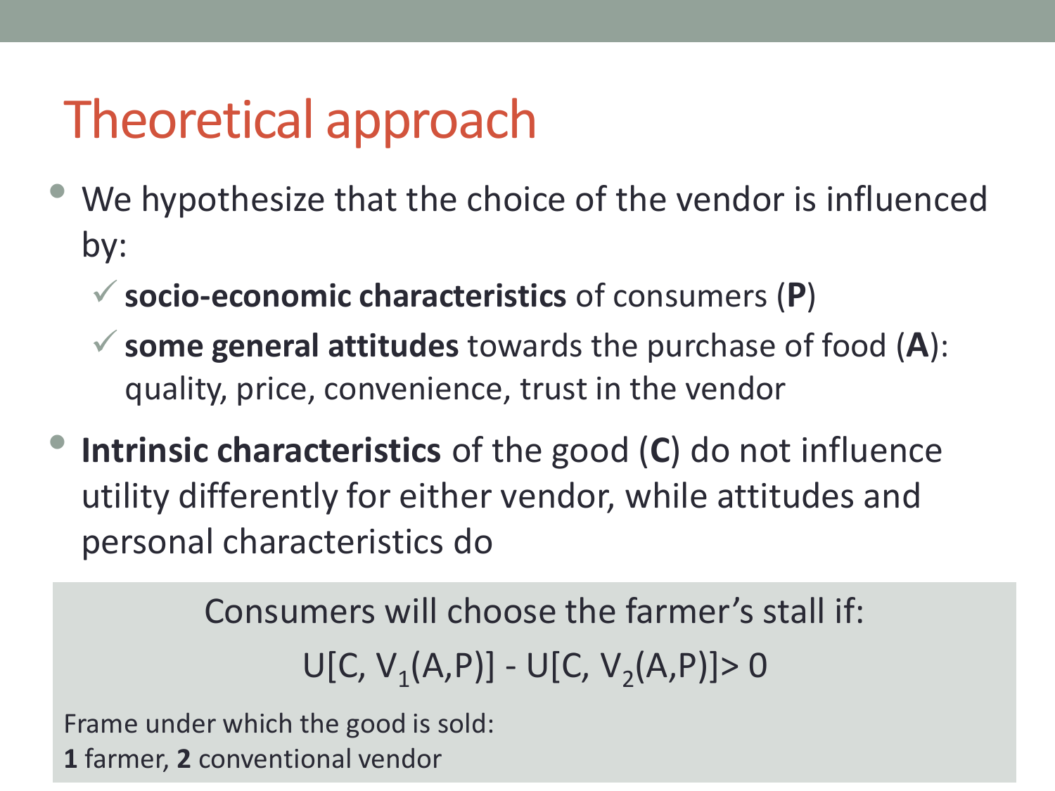# Theoretical approach

- We hypothesize that the choice of the vendor is influenced by:
  - ✓ **socio-economic characteristics** of consumers (**P**)
  - ✓ **some general attitudes** towards the purchase of food (**A**): quality, price, convenience, trust in the vendor
- **Intrinsic characteristics** of the good (**C**) do not influence utility differently for either vendor, while attitudes and personal characteristics do

Consumers will choose the farmer's stall if:

$$U[C, V_1(A,P)] - U[C, V_2(A,P)] > 0$$

Frame under which the good is sold:
**1** farmer, **2** conventional vendor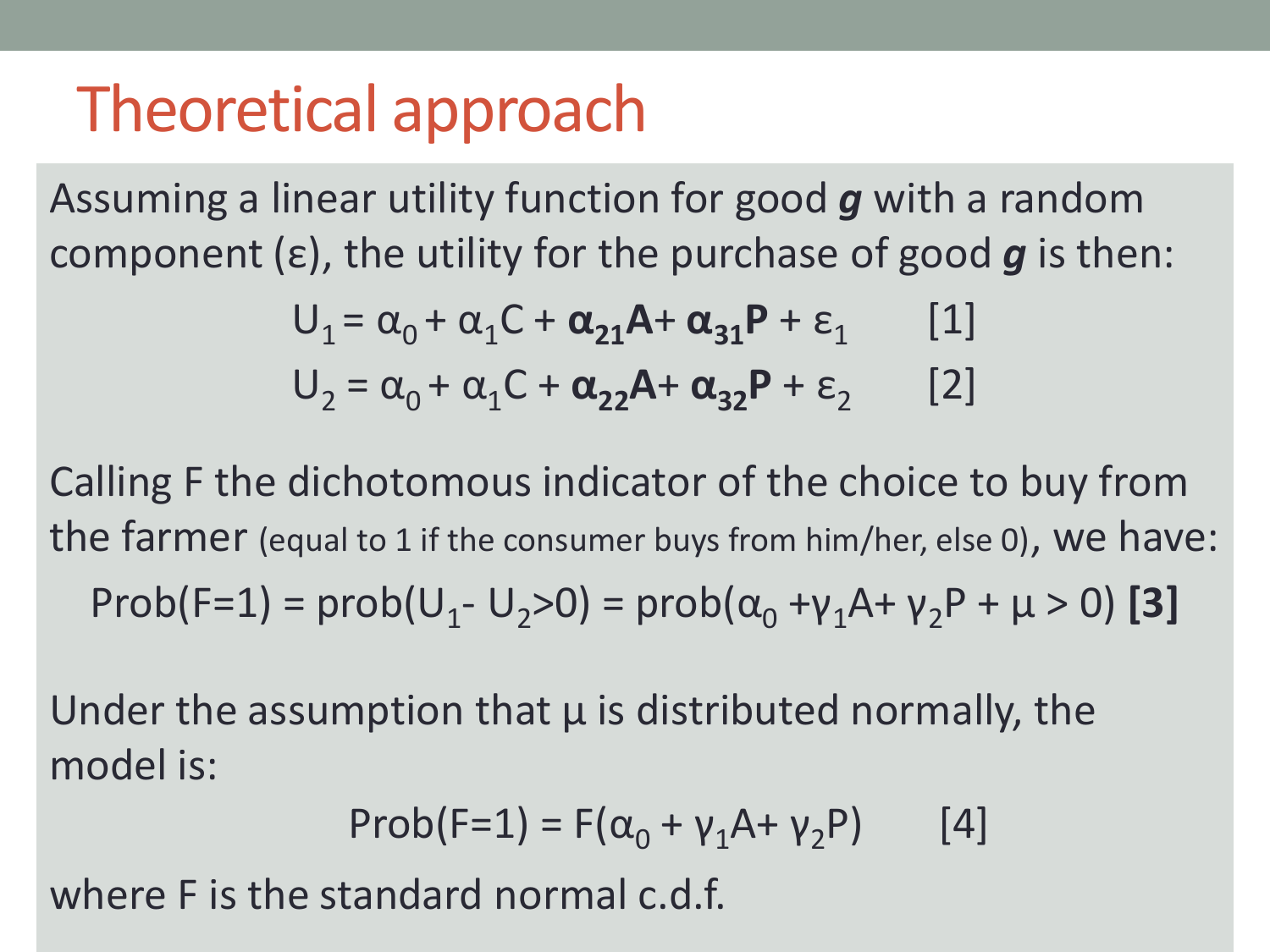# Theoretical approach

Assuming a linear utility function for good ***g*** with a random component (ε), the utility for the purchase of good ***g*** is then:

$$U_1 = \alpha_0 + \alpha_1 C + \boldsymbol{\alpha_{21}} \mathbf{A} + \boldsymbol{\alpha_{31}} \mathbf{P} + \varepsilon_1 \qquad [1]$$

$$U_2 = \alpha_0 + \alpha_1 C + \boldsymbol{\alpha_{22}} \mathbf{A} + \boldsymbol{\alpha_{32}} \mathbf{P} + \varepsilon_2 \qquad [2]$$

Calling F the dichotomous indicator of the choice to buy from the farmer (equal to 1 if the consumer buys from him/her, else 0), we have:

$$\text{Prob}(F=1) = \text{prob}(U_1 - U_2 > 0) = \text{prob}(\alpha_0 + \gamma_1 A + \gamma_2 P + \mu > 0) \quad \mathbf{[3]}$$

Under the assumption that μ is distributed normally, the model is:

$$\text{Prob}(F=1) = F(\alpha_0 + \gamma_1 A + \gamma_2 P) \qquad [4]$$

where F is the standard normal c.d.f.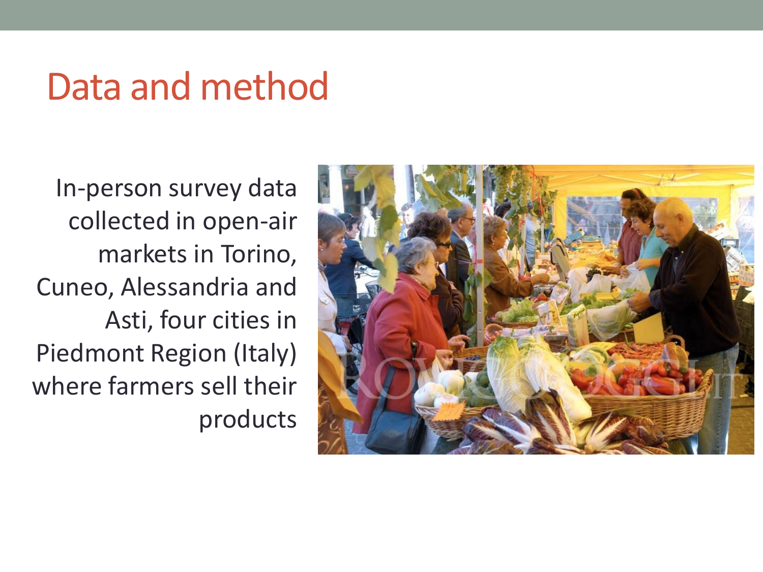# Data and method

In-person survey data collected in open-air markets in Torino, Cuneo, Alessandria and Asti, four cities in Piedmont Region (Italy) where farmers sell their products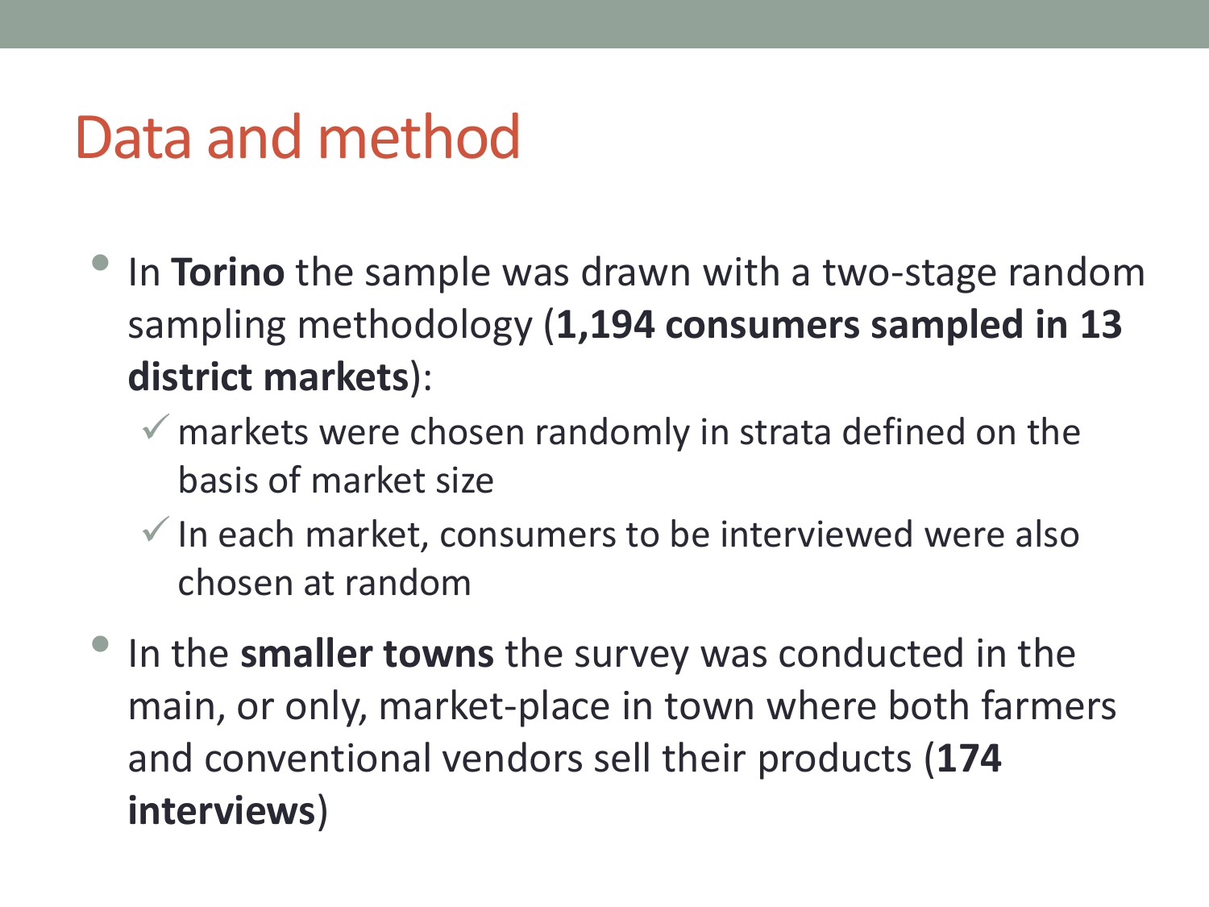# Data and method

- In **Torino** the sample was drawn with a two-stage random sampling methodology (**1,194 consumers sampled in 13 district markets**):
  - ✓ markets were chosen randomly in strata defined on the basis of market size
  - ✓ In each market, consumers to be interviewed were also chosen at random
- In the **smaller towns** the survey was conducted in the main, or only, market-place in town where both farmers and conventional vendors sell their products (**174 interviews**)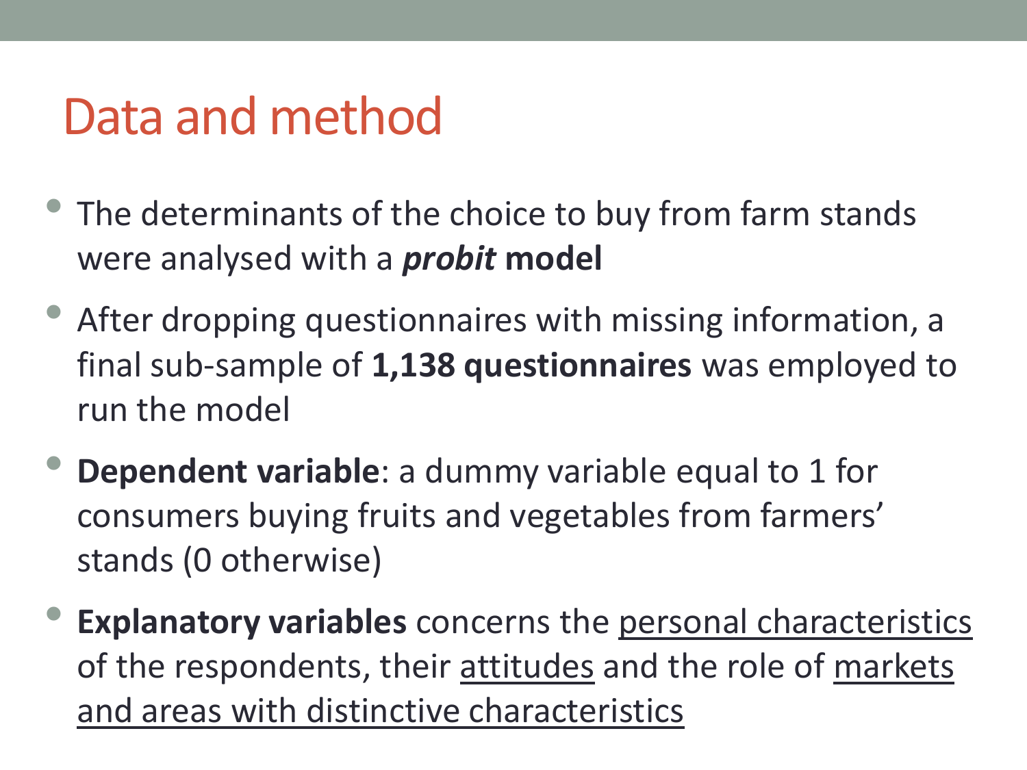# Data and method

- The determinants of the choice to buy from farm stands were analysed with a ***probit* model**
- After dropping questionnaires with missing information, a final sub-sample of **1,138 questionnaires** was employed to run the model
- **Dependent variable**: a dummy variable equal to 1 for consumers buying fruits and vegetables from farmers' stands (0 otherwise)
- **Explanatory variables** concerns the <u>personal characteristics</u> of the respondents, their <u>attitudes</u> and the role of <u>markets and areas with distinctive characteristics</u>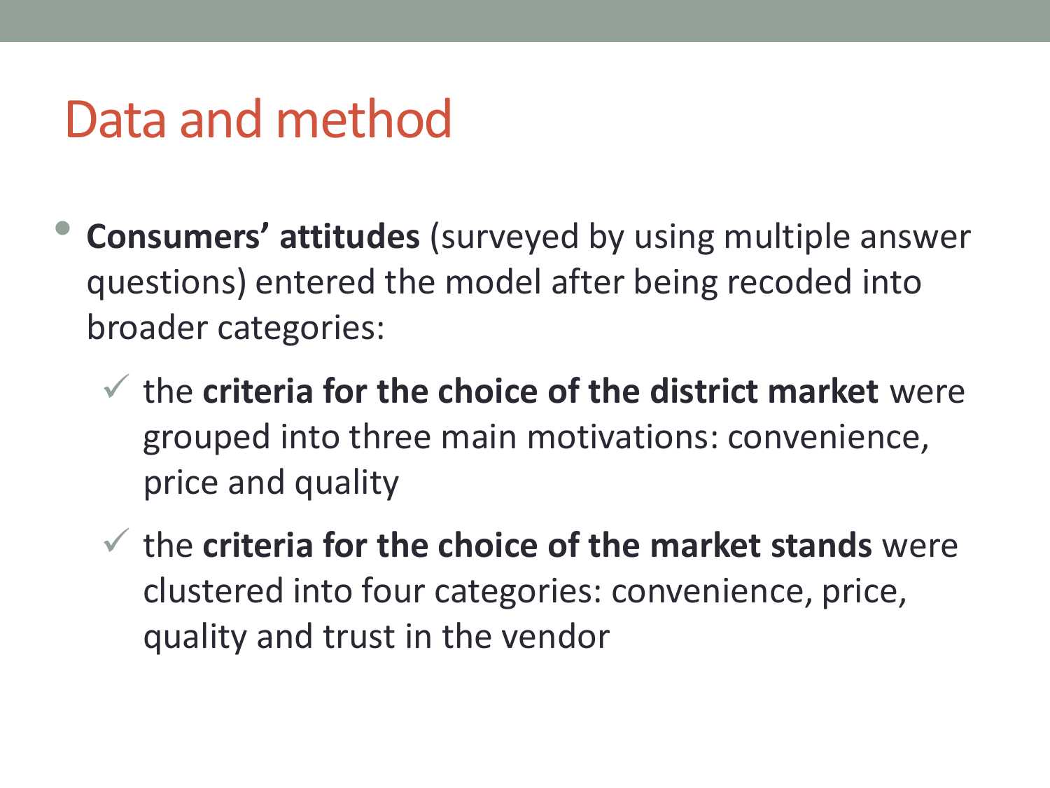# Data and method

- **Consumers' attitudes** (surveyed by using multiple answer questions) entered the model after being recoded into broader categories:
  - ✓ the **criteria for the choice of the district market** were grouped into three main motivations: convenience, price and quality
  - ✓ the **criteria for the choice of the market stands** were clustered into four categories: convenience, price, quality and trust in the vendor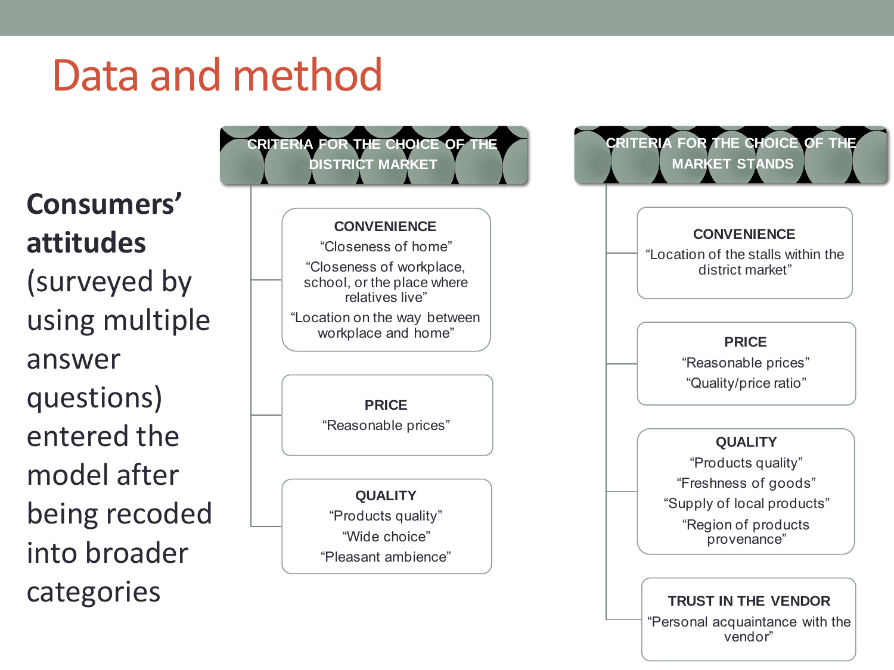# Data and method

**Consumers' attitudes** (surveyed by using multiple answer questions) entered the model after being recoded into broader categories

## CRITERIA FOR THE CHOICE OF THE DISTRICT MARKET

**CONVENIENCE**
- "Closeness of home"
- "Closeness of workplace, school, or the place where relatives live"
- "Location on the way between workplace and home"

**PRICE**
- "Reasonable prices"

**QUALITY**
- "Products quality"
- "Wide choice"
- "Pleasant ambience"

## CRITERIA FOR THE CHOICE OF THE MARKET STANDS

**CONVENIENCE**
- "Location of the stalls within the district market"

**PRICE**
- "Reasonable prices"
- "Quality/price ratio"

**QUALITY**
- "Products quality"
- "Freshness of goods"
- "Supply of local products"
- "Region of products provenance"

**TRUST IN THE VENDOR**
- "Personal acquaintance with the vendor"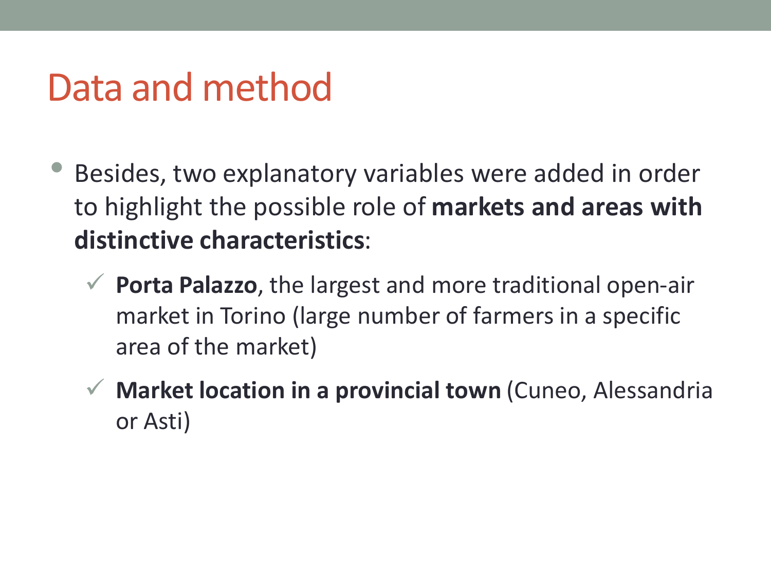# Data and method

- Besides, two explanatory variables were added in order to highlight the possible role of **markets and areas with distinctive characteristics**:
  - ✓ **Porta Palazzo**, the largest and more traditional open-air market in Torino (large number of farmers in a specific area of the market)
  - ✓ **Market location in a provincial town** (Cuneo, Alessandria or Asti)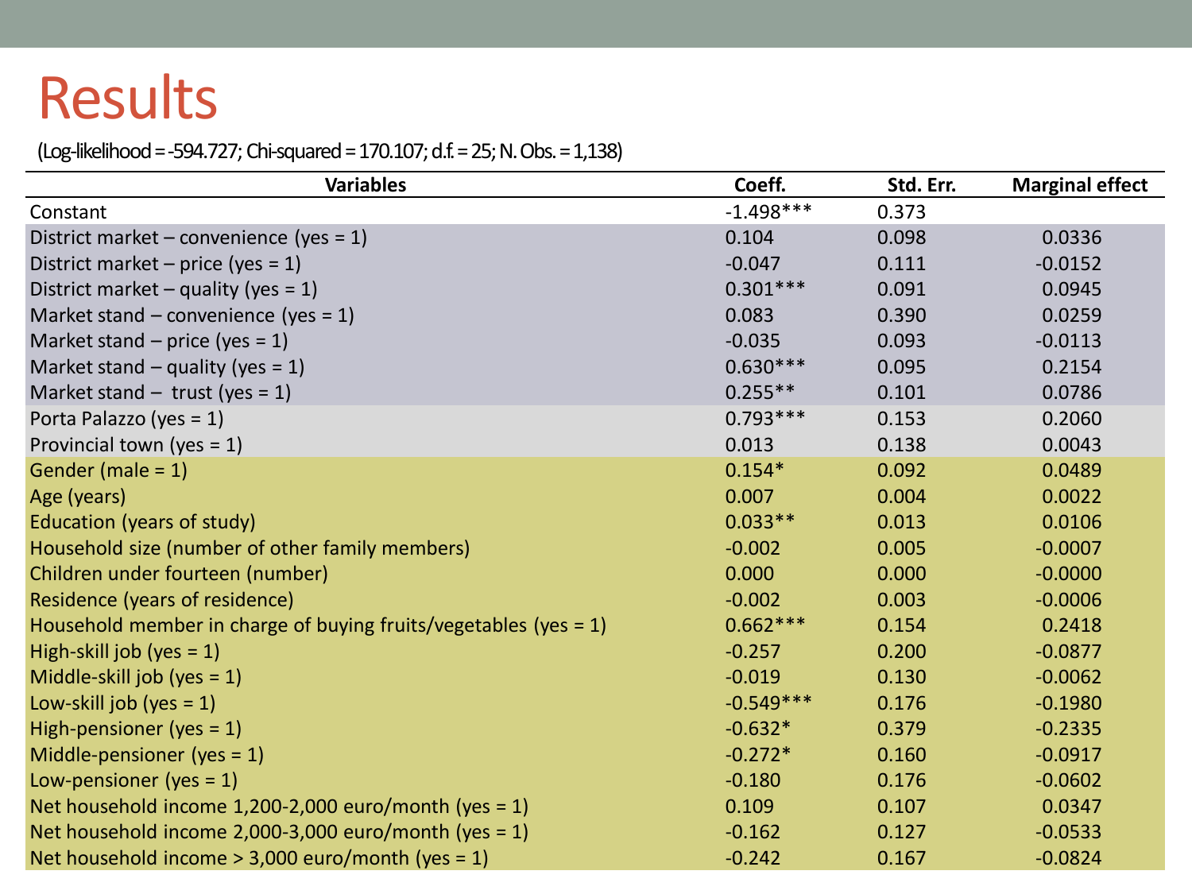# Results

(Log-likelihood = -594.727; Chi-squared = 170.107; d.f. = 25; N. Obs. = 1,138)

| Variables | Coeff. | Std. Err. | Marginal effect |
|---|---|---|---|
| Constant | -1.498*** | 0.373 | |
| District market – convenience (yes = 1) | 0.104 | 0.098 | 0.0336 |
| District market – price (yes = 1) | -0.047 | 0.111 | -0.0152 |
| District market – quality (yes = 1) | 0.301*** | 0.091 | 0.0945 |
| Market stand – convenience (yes = 1) | 0.083 | 0.390 | 0.0259 |
| Market stand – price (yes = 1) | -0.035 | 0.093 | -0.0113 |
| Market stand – quality (yes = 1) | 0.630*** | 0.095 | 0.2154 |
| Market stand – trust (yes = 1) | 0.255** | 0.101 | 0.0786 |
| Porta Palazzo (yes = 1) | 0.793*** | 0.153 | 0.2060 |
| Provincial town (yes = 1) | 0.013 | 0.138 | 0.0043 |
| Gender (male = 1) | 0.154* | 0.092 | 0.0489 |
| Age (years) | 0.007 | 0.004 | 0.0022 |
| Education (years of study) | 0.033** | 0.013 | 0.0106 |
| Household size (number of other family members) | -0.002 | 0.005 | -0.0007 |
| Children under fourteen (number) | 0.000 | 0.000 | -0.0000 |
| Residence (years of residence) | -0.002 | 0.003 | -0.0006 |
| Household member in charge of buying fruits/vegetables (yes = 1) | 0.662*** | 0.154 | 0.2418 |
| High-skill job (yes = 1) | -0.257 | 0.200 | -0.0877 |
| Middle-skill job (yes = 1) | -0.019 | 0.130 | -0.0062 |
| Low-skill job (yes = 1) | -0.549*** | 0.176 | -0.1980 |
| High-pensioner (yes = 1) | -0.632* | 0.379 | -0.2335 |
| Middle-pensioner (yes = 1) | -0.272* | 0.160 | -0.0917 |
| Low-pensioner (yes = 1) | -0.180 | 0.176 | -0.0602 |
| Net household income 1,200-2,000 euro/month (yes = 1) | 0.109 | 0.107 | 0.0347 |
| Net household income 2,000-3,000 euro/month (yes = 1) | -0.162 | 0.127 | -0.0533 |
| Net household income > 3,000 euro/month (yes = 1) | -0.242 | 0.167 | -0.0824 |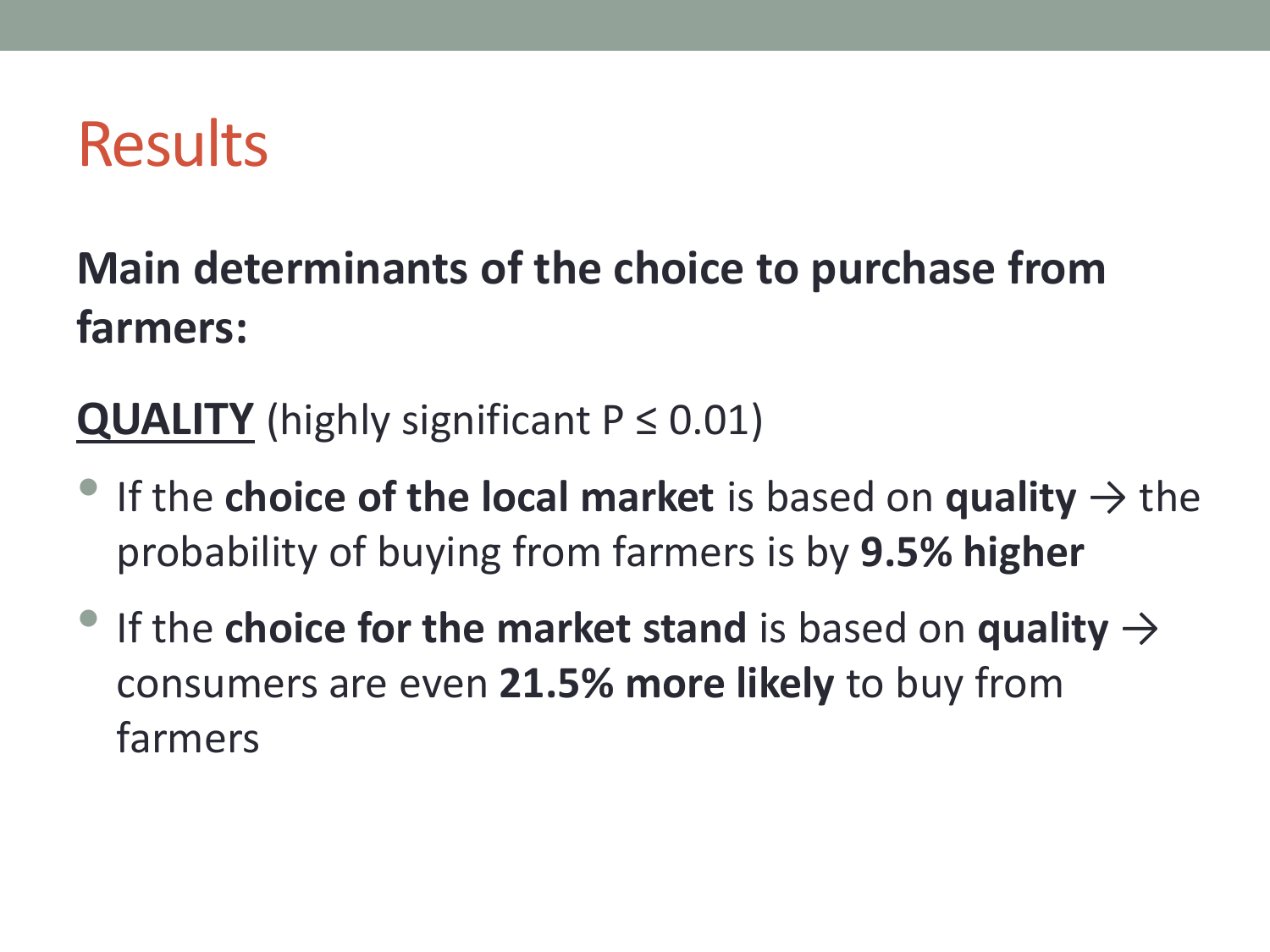# Results

**Main determinants of the choice to purchase from farmers:**

**QUALITY** (highly significant $P \leq 0.01$)

- If the **choice of the local market** is based on **quality** → the probability of buying from farmers is by **9.5% higher**
- If the **choice for the market stand** is based on **quality** → consumers are even **21.5% more likely** to buy from farmers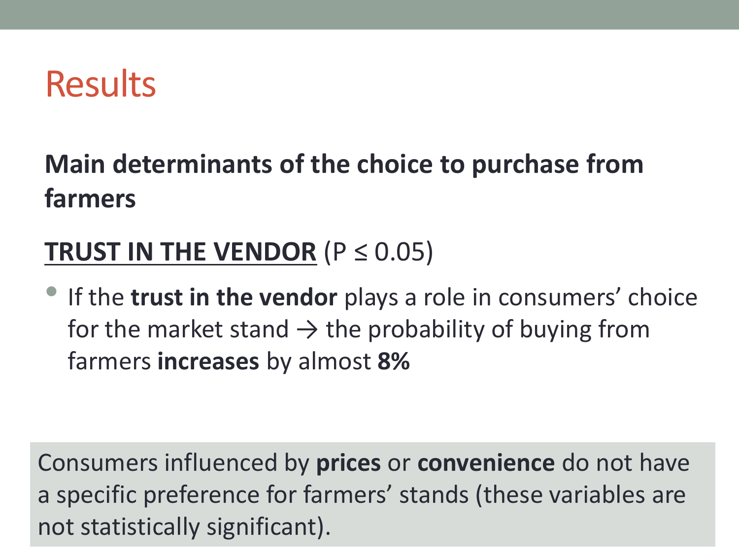# Results

**Main determinants of the choice to purchase from farmers**

**TRUST IN THE VENDOR** ($P \leq 0.05$)

- If the **trust in the vendor** plays a role in consumers' choice for the market stand → the probability of buying from farmers **increases** by almost **8%**

Consumers influenced by **prices** or **convenience** do not have a specific preference for farmers' stands (these variables are not statistically significant).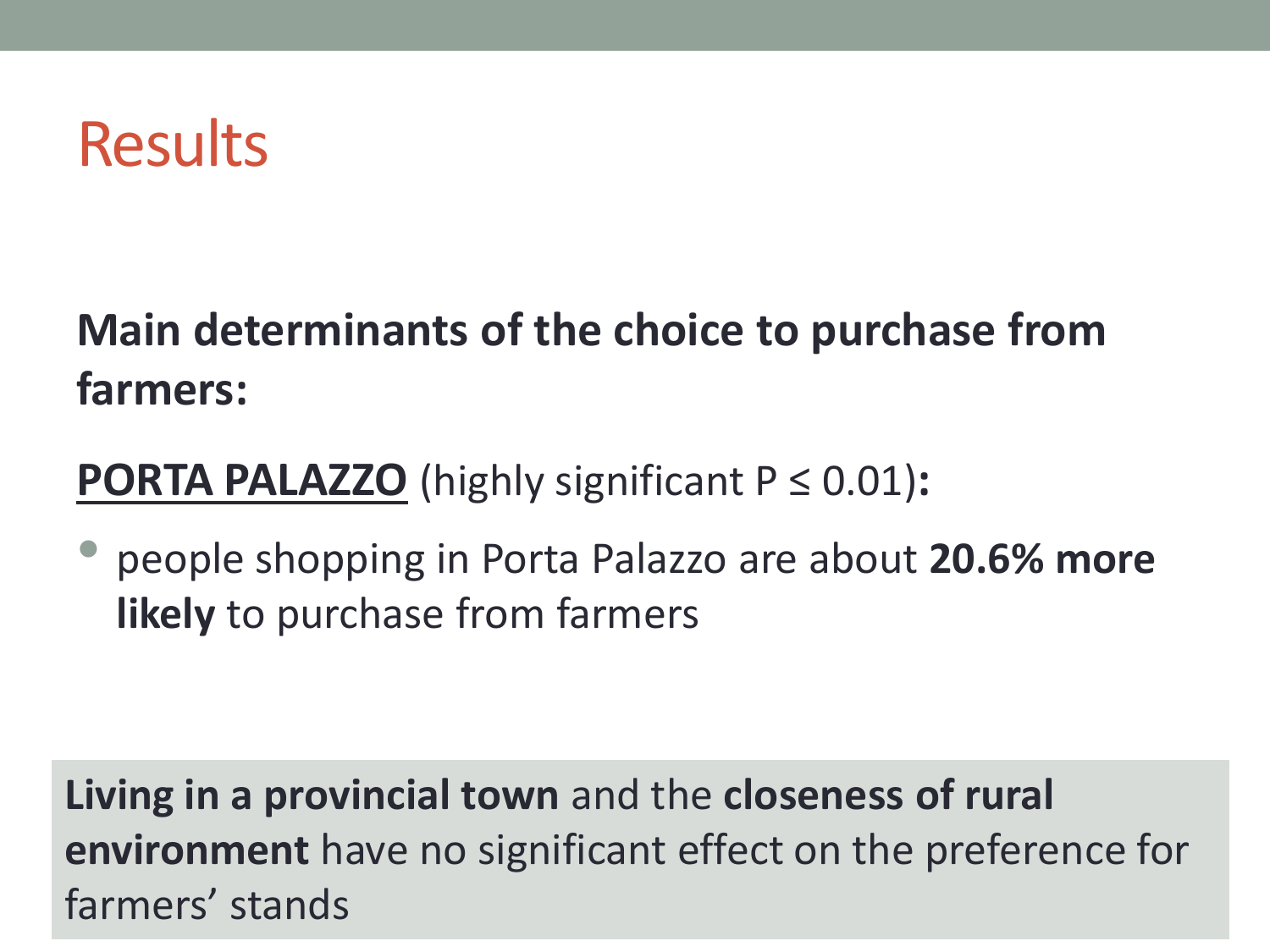# Results

**Main determinants of the choice to purchase from farmers:**

**PORTA PALAZZO** (highly significant $P \leq 0.01$)**:**

- people shopping in Porta Palazzo are about **20.6% more likely** to purchase from farmers

**Living in a provincial town** and the **closeness of rural environment** have no significant effect on the preference for farmers' stands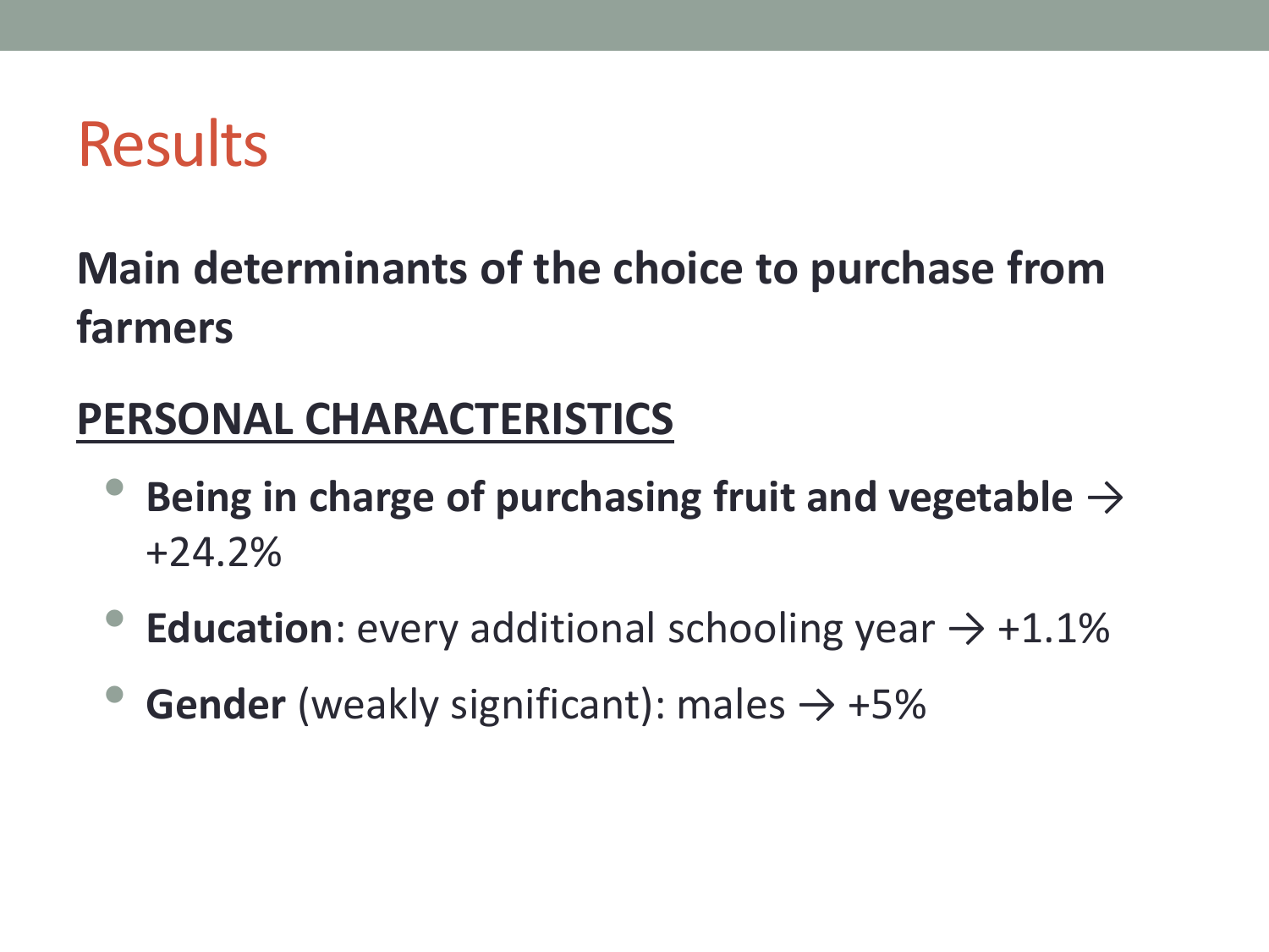# Results

**Main determinants of the choice to purchase from farmers**

**PERSONAL CHARACTERISTICS**

- **Being in charge of purchasing fruit and vegetable →** +24.2%
- **Education**: every additional schooling year → +1.1%
- **Gender** (weakly significant): males → +5%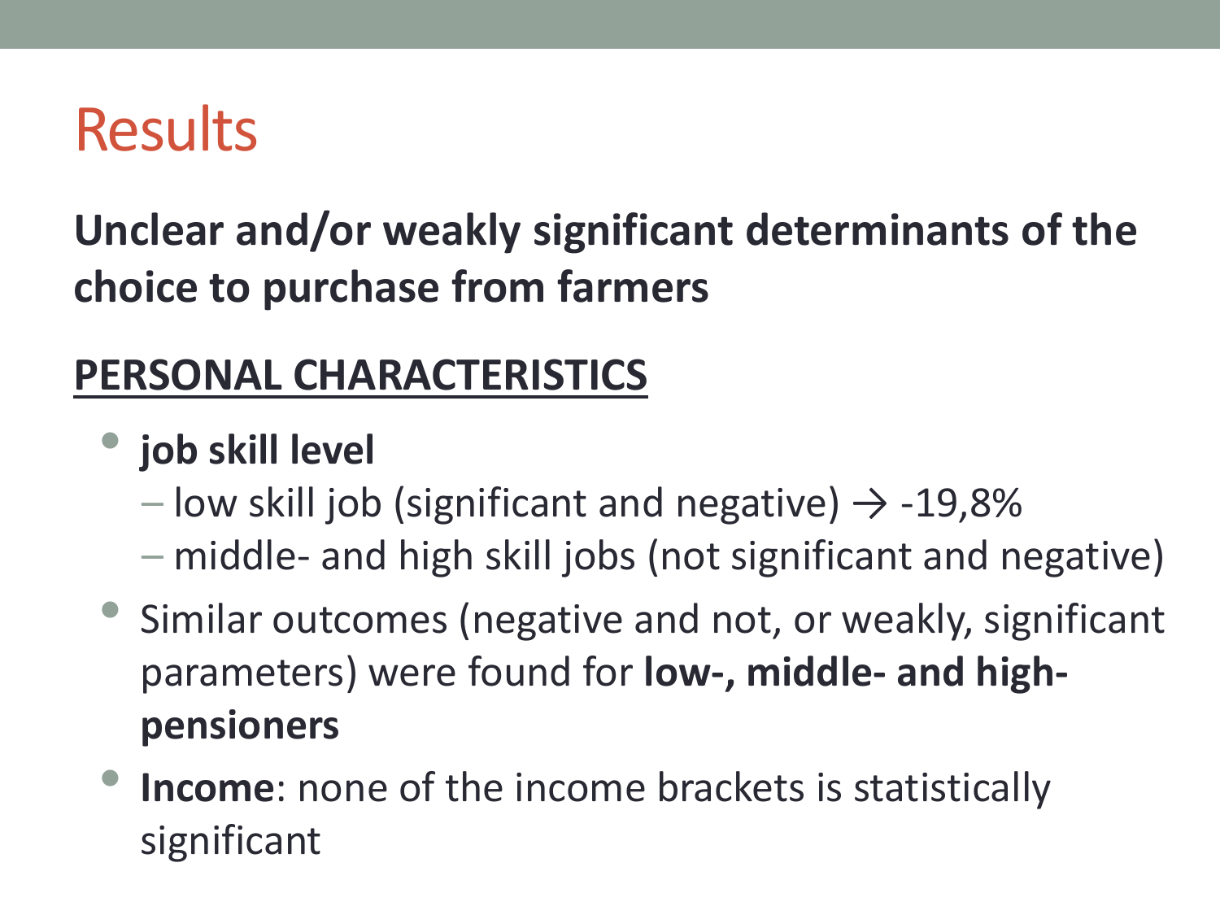# Results

**Unclear and/or weakly significant determinants of the choice to purchase from farmers**

**PERSONAL CHARACTERISTICS**

- **job skill level**
  - low skill job (significant and negative) → -19,8%
  - middle- and high skill jobs (not significant and negative)
- Similar outcomes (negative and not, or weakly, significant parameters) were found for **low-, middle- and high-pensioners**
- **Income**: none of the income brackets is statistically significant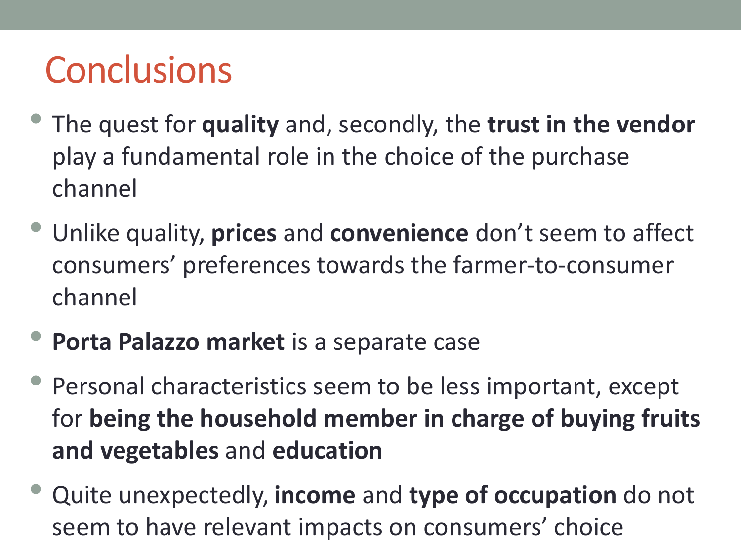# Conclusions

- The quest for **quality** and, secondly, the **trust in the vendor** play a fundamental role in the choice of the purchase channel
- Unlike quality, **prices** and **convenience** don't seem to affect consumers' preferences towards the farmer-to-consumer channel
- **Porta Palazzo market** is a separate case
- Personal characteristics seem to be less important, except for **being the household member in charge of buying fruits and vegetables** and **education**
- Quite unexpectedly, **income** and **type of occupation** do not seem to have relevant impacts on consumers' choice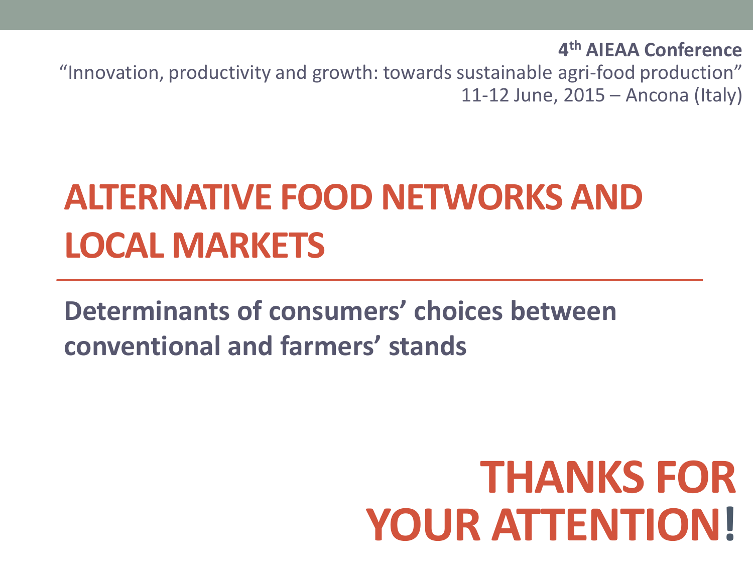**4th AIEAA Conference**

"Innovation, productivity and growth: towards sustainable agri-food production"

11-12 June, 2015 – Ancona (Italy)

# ALTERNATIVE FOOD NETWORKS AND LOCAL MARKETS

## Determinants of consumers' choices between conventional and farmers' stands

# THANKS FOR YOUR ATTENTION!